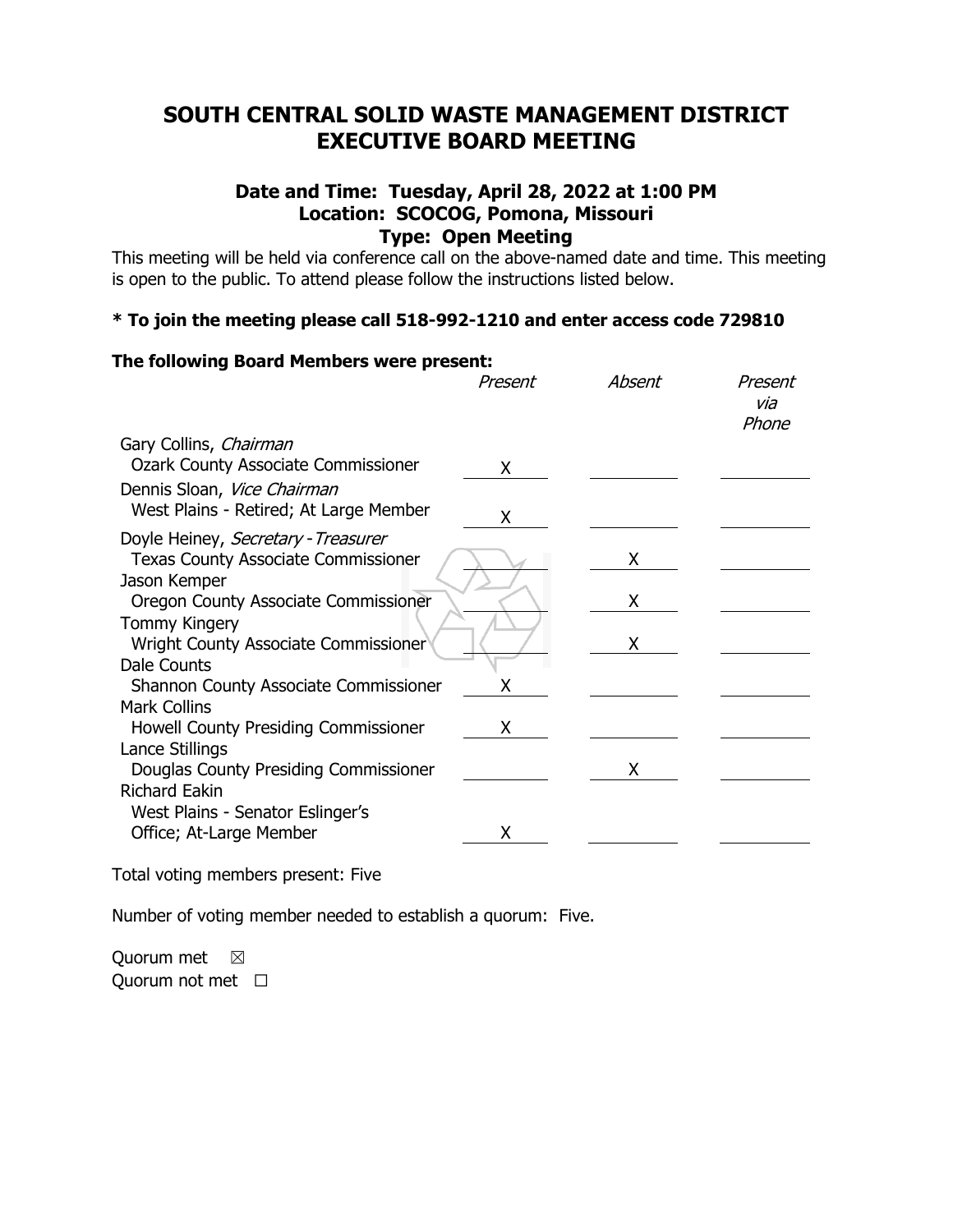# SOUTH CENTRAL SOLID WASTE MANAGEMENT DISTRICT EXECUTIVE BOARD MEETING

### Date and Time: Tuesday, April 28, 2022 at 1:00 PM
### Location: SCOCOG, Pomona, Missouri
### Type: Open Meeting

This meeting will be held via conference call on the above-named date and time. This meeting is open to the public. To attend please follow the instructions listed below.

**\* To join the meeting please call 518-992-1210 and enter access code 729810**

**The following Board Members were present:**

| | *Present* | *Absent* | *Present via Phone* |
|---|---|---|---|
| Gary Collins, *Chairman*<br>Ozark County Associate Commissioner | X | | |
| Dennis Sloan, *Vice Chairman*<br>West Plains - Retired; At Large Member | X | | |
| Doyle Heiney, *Secretary - Treasurer*<br>Texas County Associate Commissioner | | X | |
| Jason Kemper<br>Oregon County Associate Commissioner | | X | |
| Tommy Kingery<br>Wright County Associate Commissioner | | X | |
| Dale Counts<br>Shannon County Associate Commissioner | X | | |
| Mark Collins<br>Howell County Presiding Commissioner | X | | |
| Lance Stillings<br>Douglas County Presiding Commissioner | | X | |
| Richard Eakin<br>West Plains - Senator Eslinger's Office; At-Large Member | X | | |

Total voting members present: Five

Number of voting member needed to establish a quorum: Five.

Quorum met ☒
Quorum not met ☐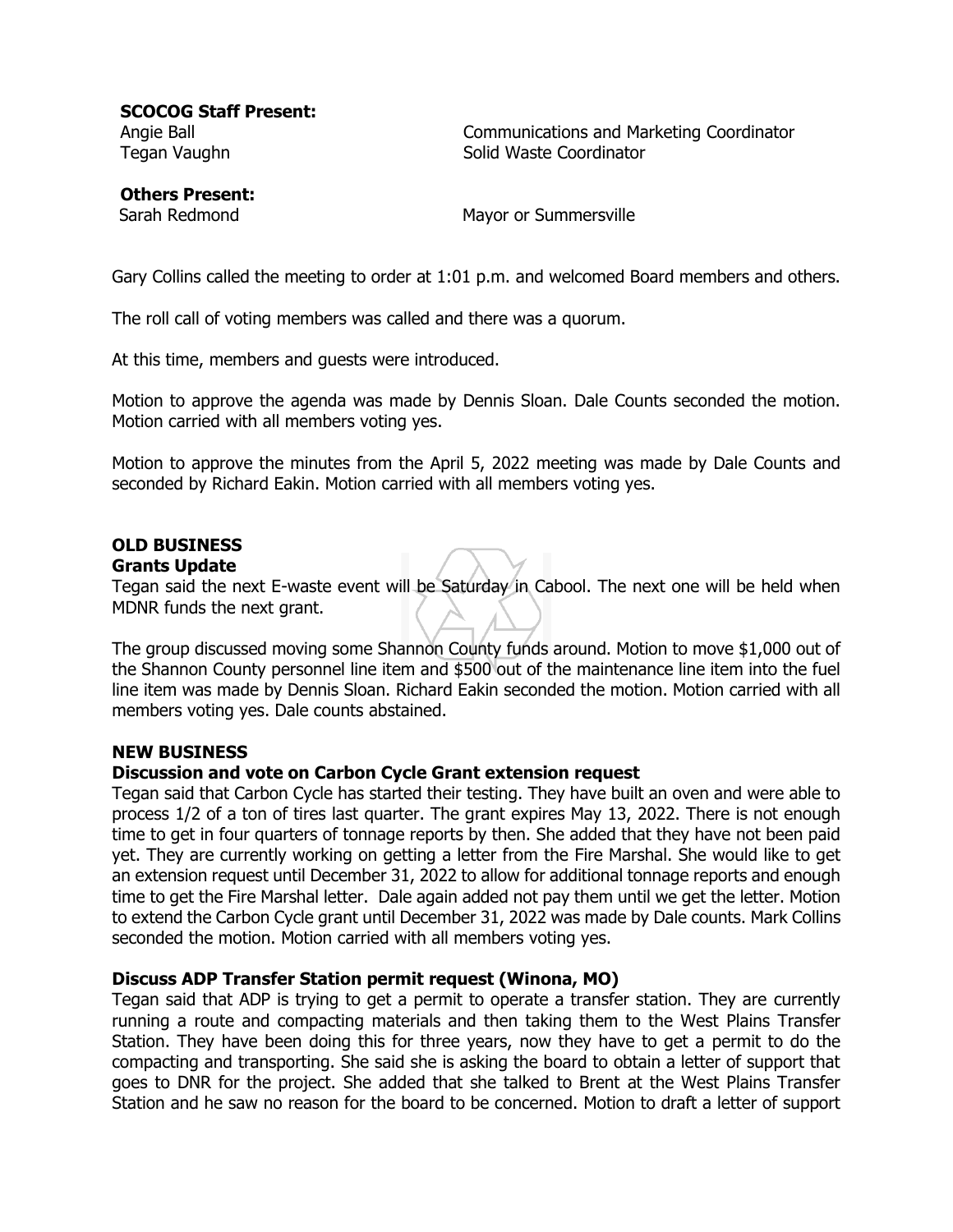**SCOCOG Staff Present:**

| | |
|---|---|
| Angie Ball | Communications and Marketing Coordinator |
| Tegan Vaughn | Solid Waste Coordinator |

**Others Present:**

| | |
|---|---|
| Sarah Redmond | Mayor or Summersville |

Gary Collins called the meeting to order at 1:01 p.m. and welcomed Board members and others.

The roll call of voting members was called and there was a quorum.

At this time, members and guests were introduced.

Motion to approve the agenda was made by Dennis Sloan. Dale Counts seconded the motion. Motion carried with all members voting yes.

Motion to approve the minutes from the April 5, 2022 meeting was made by Dale Counts and seconded by Richard Eakin. Motion carried with all members voting yes.

**OLD BUSINESS**

**Grants Update**

Tegan said the next E-waste event will be Saturday in Cabool. The next one will be held when MDNR funds the next grant.

The group discussed moving some Shannon County funds around. Motion to move $1,000 out of the Shannon County personnel line item and $500 out of the maintenance line item into the fuel line item was made by Dennis Sloan. Richard Eakin seconded the motion. Motion carried with all members voting yes. Dale counts abstained.

**NEW BUSINESS**

**Discussion and vote on Carbon Cycle Grant extension request**

Tegan said that Carbon Cycle has started their testing. They have built an oven and were able to process 1/2 of a ton of tires last quarter. The grant expires May 13, 2022. There is not enough time to get in four quarters of tonnage reports by then. She added that they have not been paid yet. They are currently working on getting a letter from the Fire Marshal. She would like to get an extension request until December 31, 2022 to allow for additional tonnage reports and enough time to get the Fire Marshal letter. Dale again added not pay them until we get the letter. Motion to extend the Carbon Cycle grant until December 31, 2022 was made by Dale counts. Mark Collins seconded the motion. Motion carried with all members voting yes.

**Discuss ADP Transfer Station permit request (Winona, MO)**

Tegan said that ADP is trying to get a permit to operate a transfer station. They are currently running a route and compacting materials and then taking them to the West Plains Transfer Station. They have been doing this for three years, now they have to get a permit to do the compacting and transporting. She said she is asking the board to obtain a letter of support that goes to DNR for the project. She added that she talked to Brent at the West Plains Transfer Station and he saw no reason for the board to be concerned. Motion to draft a letter of support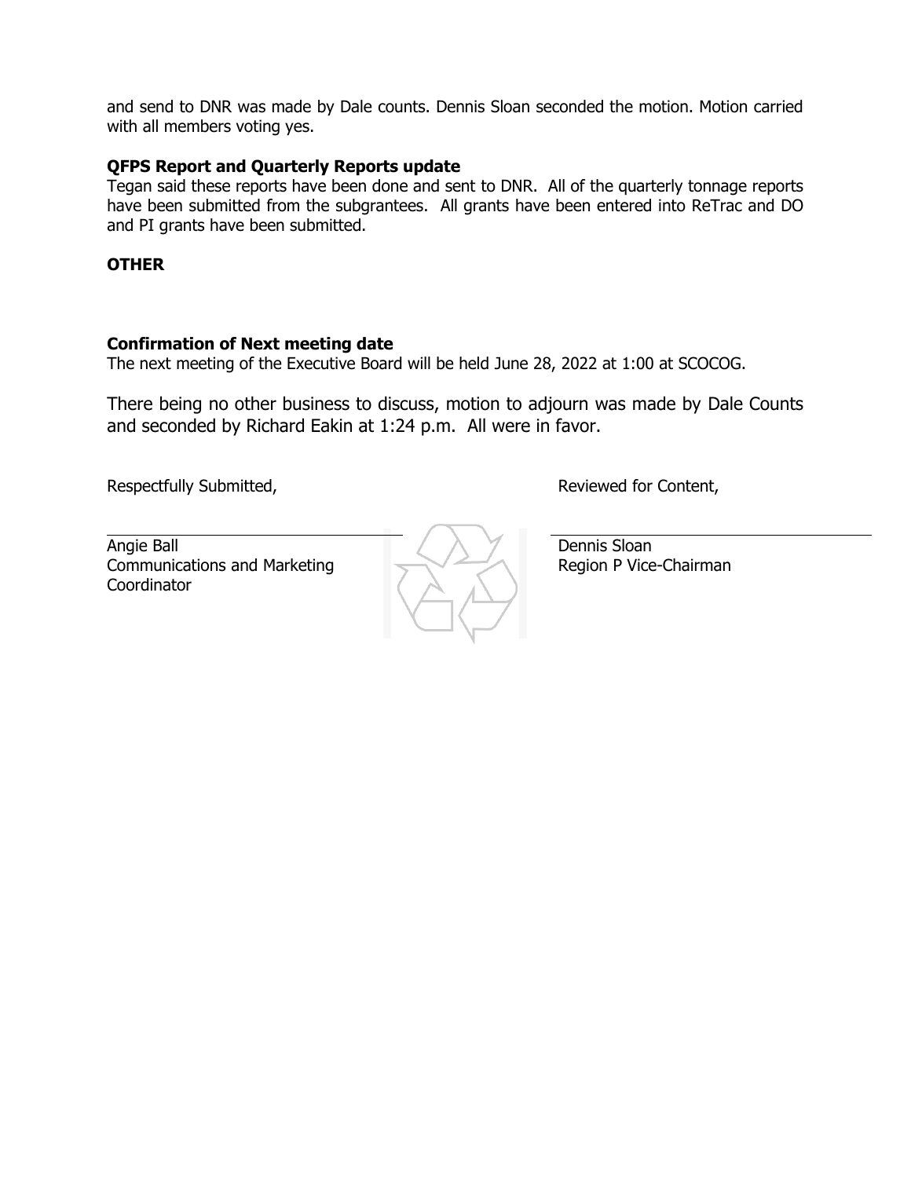and send to DNR was made by Dale counts. Dennis Sloan seconded the motion. Motion carried with all members voting yes.

**QFPS Report and Quarterly Reports update**

Tegan said these reports have been done and sent to DNR. All of the quarterly tonnage reports have been submitted from the subgrantees. All grants have been entered into ReTrac and DO and PI grants have been submitted.

**OTHER**

**Confirmation of Next meeting date**

The next meeting of the Executive Board will be held June 28, 2022 at 1:00 at SCOCOG.

There being no other business to discuss, motion to adjourn was made by Dale Counts and seconded by Richard Eakin at 1:24 p.m. All were in favor.

Respectfully Submitted,

Angie Ball
Communications and Marketing
Coordinator

Reviewed for Content,

Dennis Sloan
Region P Vice-Chairman